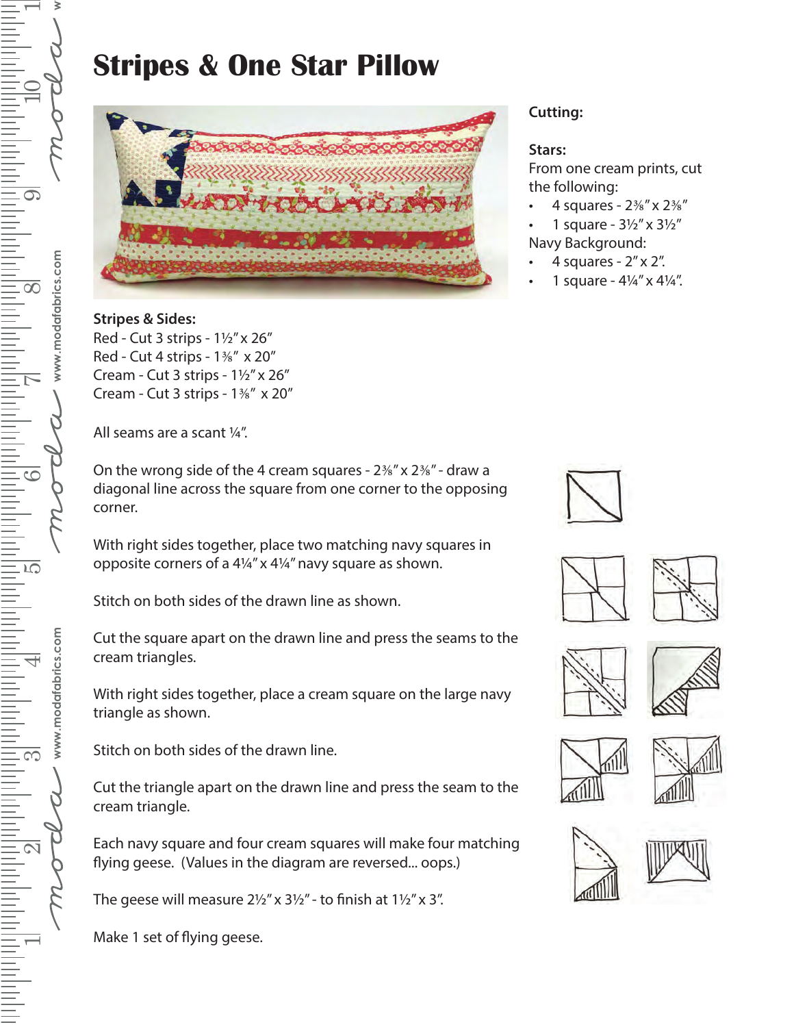# Stripes & One Star Pillow

**Cutting:**

**Stars:**
From one cream prints, cut the following:

- 4 squares - 2⅜" x 2⅜"
- 1 square - 3½" x 3½"

Navy Background:

- 4 squares - 2" x 2".
- 1 square - 4¼" x 4¼".

**Stripes & Sides:**
Red - Cut 3 strips - 1½" x 26"
Red - Cut 4 strips - 1⅜" x 20"
Cream - Cut 3 strips - 1½" x 26"
Cream - Cut 3 strips - 1⅜" x 20"

All seams are a scant ¼".

On the wrong side of the 4 cream squares - 2⅜" x 2⅜" - draw a diagonal line across the square from one corner to the opposing corner.

With right sides together, place two matching navy squares in opposite corners of a 4¼" x 4¼" navy square as shown.

Stitch on both sides of the drawn line as shown.

Cut the square apart on the drawn line and press the seams to the cream triangles.

With right sides together, place a cream square on the large navy triangle as shown.

Stitch on both sides of the drawn line.

Cut the triangle apart on the drawn line and press the seam to the cream triangle.

Each navy square and four cream squares will make four matching flying geese. (Values in the diagram are reversed... oops.)

The geese will measure 2½" x 3½" - to finish at 1½" x 3".

Make 1 set of flying geese.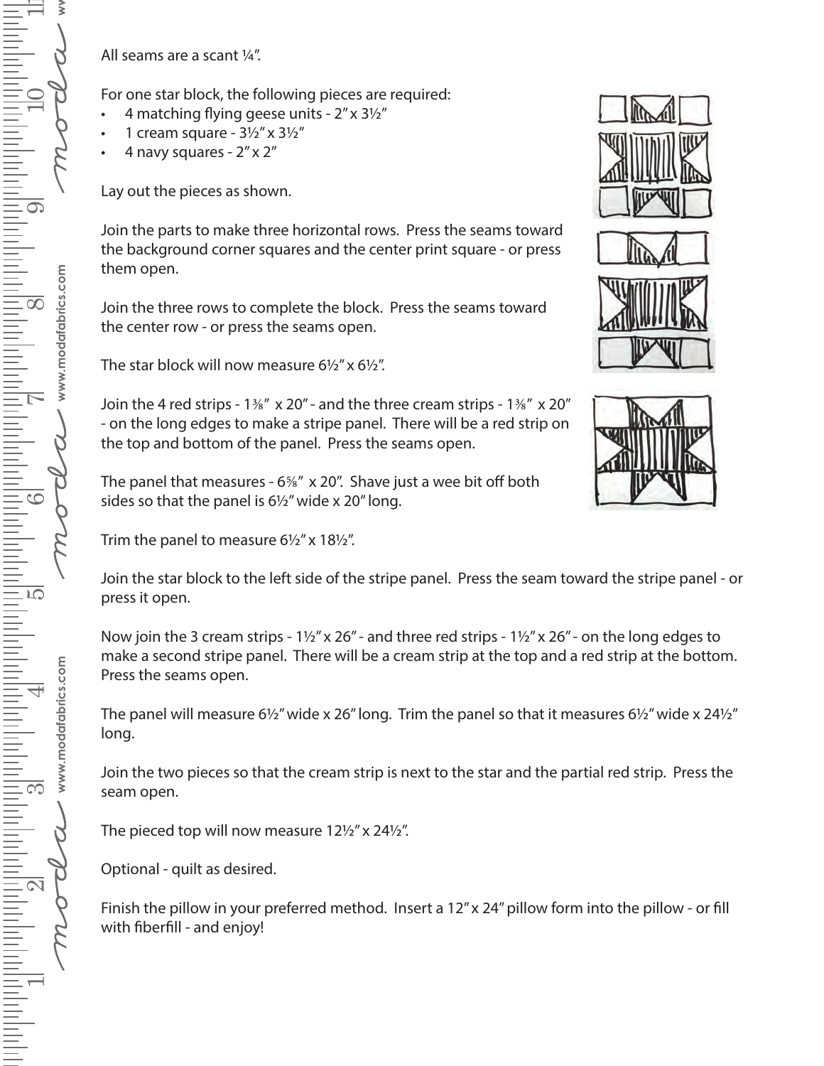All seams are a scant ¼".

For one star block, the following pieces are required:

- 4 matching flying geese units - 2" x 3½"
- 1 cream square - 3½" x 3½"
- 4 navy squares - 2" x 2"

Lay out the pieces as shown.

Join the parts to make three horizontal rows. Press the seams toward the background corner squares and the center print square - or press them open.

Join the three rows to complete the block. Press the seams toward the center row - or press the seams open.

The star block will now measure 6½" x 6½".

Join the 4 red strips - 1⅜" x 20" - and the three cream strips - 1⅜" x 20" - on the long edges to make a stripe panel. There will be a red strip on the top and bottom of the panel. Press the seams open.

The panel that measures - 6⅝" x 20". Shave just a wee bit off both sides so that the panel is 6½" wide x 20" long.

Trim the panel to measure 6½" x 18½".

Join the star block to the left side of the stripe panel. Press the seam toward the stripe panel - or press it open.

Now join the 3 cream strips - 1½" x 26" - and three red strips - 1½" x 26" - on the long edges to make a second stripe panel. There will be a cream strip at the top and a red strip at the bottom. Press the seams open.

The panel will measure 6½" wide x 26" long. Trim the panel so that it measures 6½" wide x 24½" long.

Join the two pieces so that the cream strip is next to the star and the partial red strip. Press the seam open.

The pieced top will now measure 12½" x 24½".

Optional - quilt as desired.

Finish the pillow in your preferred method. Insert a 12" x 24" pillow form into the pillow - or fill with fiberfill - and enjoy!